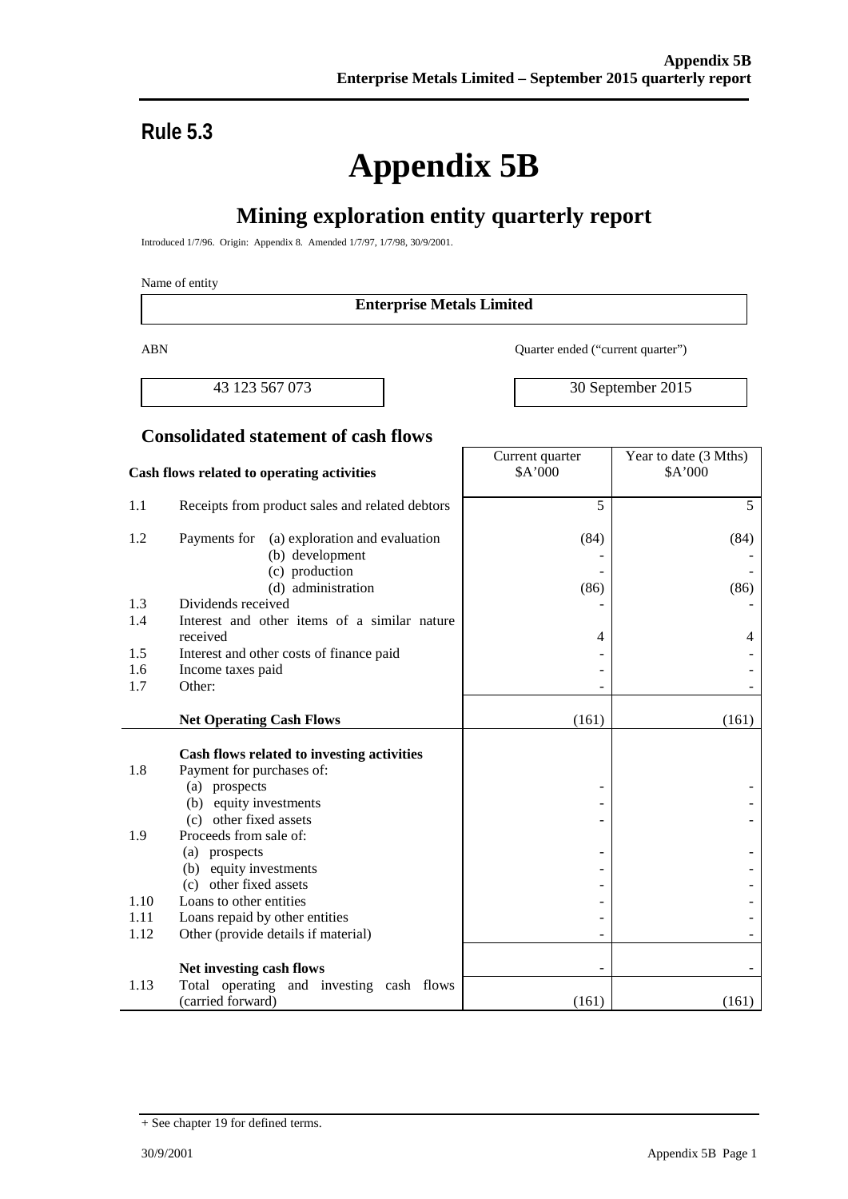## Rule 5.3

# Appendix 5B

## Mining exploration entity quarterly report

Introduced 1/7/96. Origin: Appendix 8. Amended 1/7/97, 1/7/98, 30/9/2001.

Name of entity

**Enterprise Metals Limited**

| ABN | Quarter ended ("current quarter") |
|---|---|
| 43 123 567 073 | 30 September 2015 |

### Consolidated statement of cash flows

| | Cash flows related to operating activities | Current quarter $A'000 | Year to date (3 Mths) $A'000 |
|---|---|---|---|
| 1.1 | Receipts from product sales and related debtors | 5 | 5 |
| 1.2 | Payments for (a) exploration and evaluation | (84) | (84) |
| | (b) development | - | - |
| | (c) production | - | - |
| | (d) administration | (86) | (86) |
| 1.3 | Dividends received | - | - |
| 1.4 | Interest and other items of a similar nature received | 4 | 4 |
| 1.5 | Interest and other costs of finance paid | - | - |
| 1.6 | Income taxes paid | - | - |
| 1.7 | Other: | - | - |
| | **Net Operating Cash Flows** | (161) | (161) |
| | **Cash flows related to investing activities** | | |
| 1.8 | Payment for purchases of: | | |
| | (a) prospects | - | - |
| | (b) equity investments | - | - |
| | (c) other fixed assets | - | - |
| 1.9 | Proceeds from sale of: | | |
| | (a) prospects | - | - |
| | (b) equity investments | - | - |
| | (c) other fixed assets | - | - |
| 1.10 | Loans to other entities | - | - |
| 1.11 | Loans repaid by other entities | - | - |
| 1.12 | Other (provide details if material) | - | - |
| | **Net investing cash flows** | - | - |
| 1.13 | Total operating and investing cash flows (carried forward) | (161) | (161) |

+ See chapter 19 for defined terms.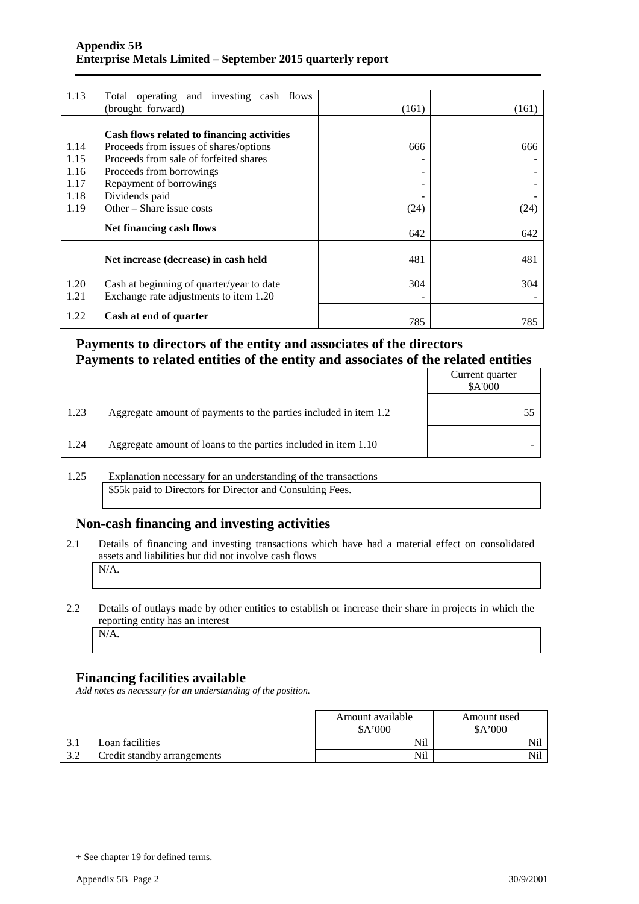| | | | |
|---|---|---|---|
| 1.13 | Total operating and investing cash flows (brought forward) | (161) | (161) |
| | **Cash flows related to financing activities** | | |
| 1.14 | Proceeds from issues of shares/options | 666 | 666 |
| 1.15 | Proceeds from sale of forfeited shares | - | - |
| 1.16 | Proceeds from borrowings | - | - |
| 1.17 | Repayment of borrowings | - | - |
| 1.18 | Dividends paid | - | - |
| 1.19 | Other – Share issue costs | (24) | (24) |
| | **Net financing cash flows** | 642 | 642 |
| | **Net increase (decrease) in cash held** | 481 | 481 |
| 1.20 | Cash at beginning of quarter/year to date | 304 | 304 |
| 1.21 | Exchange rate adjustments to item 1.20 | - | - |
| 1.22 | **Cash at end of quarter** | 785 | 785 |

## Payments to directors of the entity and associates of the directors
## Payments to related entities of the entity and associates of the related entities

| | | Current quarter \$A'000 |
|---|---|---|
| 1.23 | Aggregate amount of payments to the parties included in item 1.2 | 55 |
| 1.24 | Aggregate amount of loans to the parties included in item 1.10 | - |

1.25 Explanation necessary for an understanding of the transactions

\$55k paid to Directors for Director and Consulting Fees.

## Non-cash financing and investing activities

2.1 Details of financing and investing transactions which have had a material effect on consolidated assets and liabilities but did not involve cash flows

N/A.

2.2 Details of outlays made by other entities to establish or increase their share in projects in which the reporting entity has an interest

N/A.

## Financing facilities available

*Add notes as necessary for an understanding of the position.*

| | | Amount available \$A'000 | Amount used \$A'000 |
|---|---|---|---|
| 3.1 | Loan facilities | Nil | Nil |
| 3.2 | Credit standby arrangements | Nil | Nil |

+ See chapter 19 for defined terms.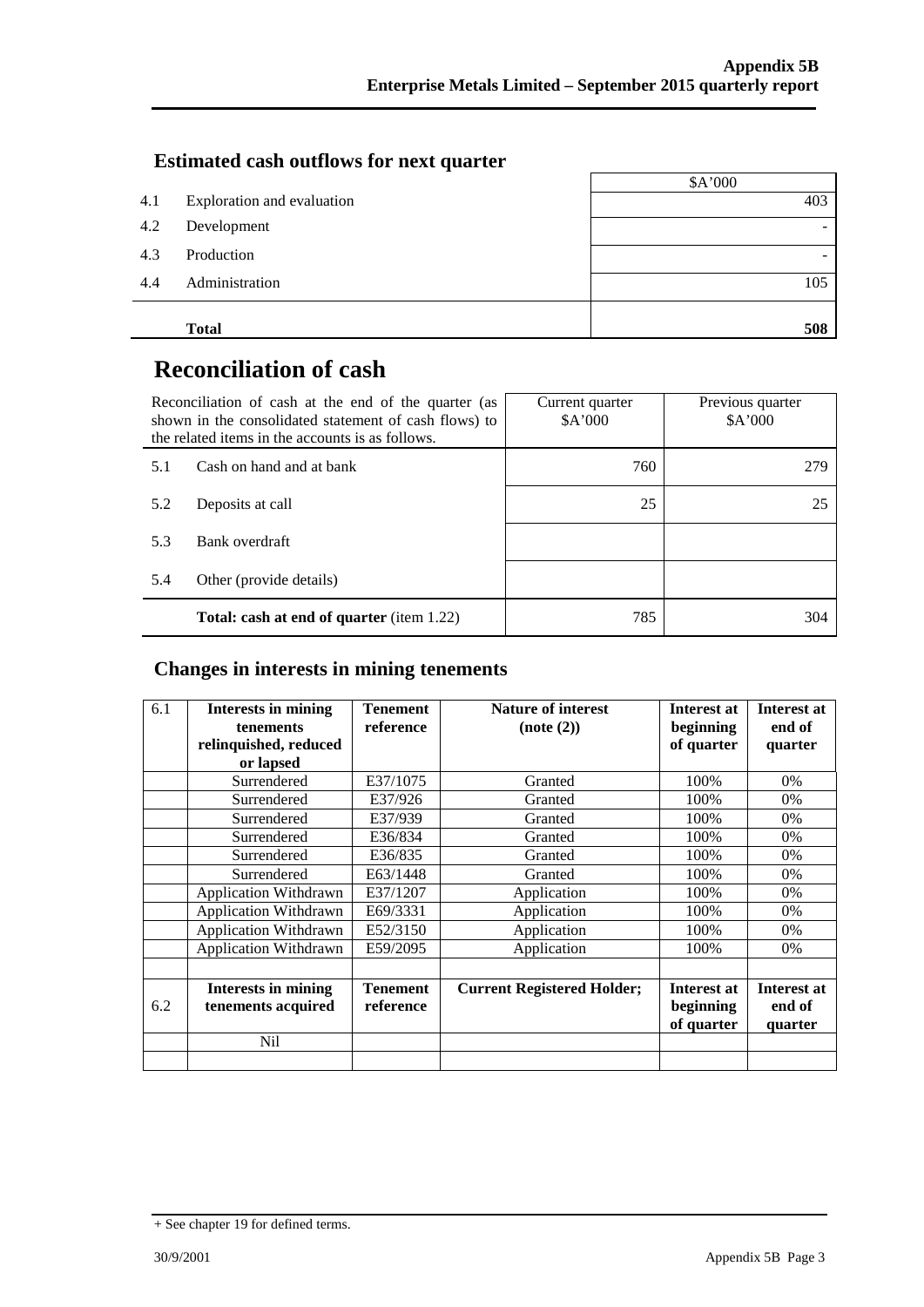## Estimated cash outflows for next quarter

| | | $A'000 |
|---|---|---|
| 4.1 | Exploration and evaluation | 403 |
| 4.2 | Development | - |
| 4.3 | Production | - |
| 4.4 | Administration | 105 |
| | **Total** | **508** |

# Reconciliation of cash

| Reconciliation of cash at the end of the quarter (as shown in the consolidated statement of cash flows) to the related items in the accounts is as follows. | | Current quarter $A'000 | Previous quarter $A'000 |
|---|---|---|---|
| 5.1 | Cash on hand and at bank | 760 | 279 |
| 5.2 | Deposits at call | 25 | 25 |
| 5.3 | Bank overdraft | | |
| 5.4 | Other (provide details) | | |
| | **Total: cash at end of quarter** (item 1.22) | 785 | 304 |

## Changes in interests in mining tenements

| 6.1 | **Interests in mining tenements relinquished, reduced or lapsed** | **Tenement reference** | **Nature of interest (note (2))** | **Interest at beginning of quarter** | **Interest at end of quarter** |
|---|---|---|---|---|---|
| | Surrendered | E37/1075 | Granted | 100% | 0% |
| | Surrendered | E37/926 | Granted | 100% | 0% |
| | Surrendered | E37/939 | Granted | 100% | 0% |
| | Surrendered | E36/834 | Granted | 100% | 0% |
| | Surrendered | E36/835 | Granted | 100% | 0% |
| | Surrendered | E63/1448 | Granted | 100% | 0% |
| | Application Withdrawn | E37/1207 | Application | 100% | 0% |
| | Application Withdrawn | E69/3331 | Application | 100% | 0% |
| | Application Withdrawn | E52/3150 | Application | 100% | 0% |
| | Application Withdrawn | E59/2095 | Application | 100% | 0% |
| | | | | | |
| 6.2 | **Interests in mining tenements acquired** | **Tenement reference** | **Current Registered Holder;** | **Interest at beginning of quarter** | **Interest at end of quarter** |
| | Nil | | | | |
| | | | | | |

+ See chapter 19 for defined terms.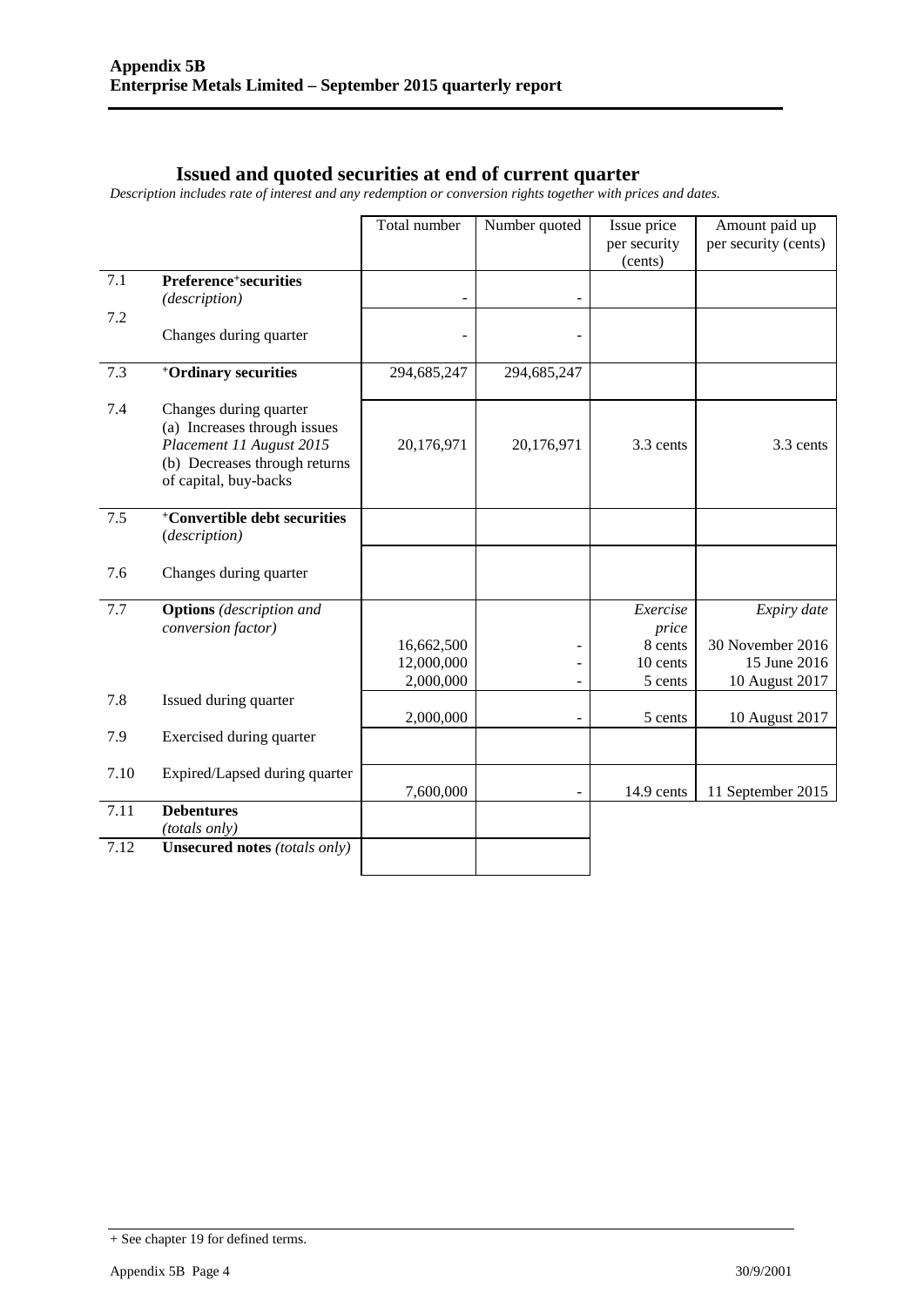## Issued and quoted securities at end of current quarter

*Description includes rate of interest and any redemption or conversion rights together with prices and dates.*

| | | Total number | Number quoted | Issue price per security (cents) | Amount paid up per security (cents) |
|---|---|---|---|---|---|
| 7.1 | **Preference+securities** *(description)* | - | - | | |
| 7.2 | Changes during quarter | - | - | | |
| 7.3 | **+Ordinary securities** | 294,685,247 | 294,685,247 | | |
| 7.4 | Changes during quarter (a) Increases through issues *Placement 11 August 2015* (b) Decreases through returns of capital, buy-backs | 20,176,971 | 20,176,971 | 3.3 cents | 3.3 cents |
| 7.5 | **+Convertible debt securities** (*description)* | | | | |
| 7.6 | Changes during quarter | | | | |
| 7.7 | **Options** *(description and conversion factor)* | | | *Exercise price* | *Expiry date* |
| | | 16,662,500 | - | 8 cents | 30 November 2016 |
| | | 12,000,000 | - | 10 cents | 15 June 2016 |
| | | 2,000,000 | - | 5 cents | 10 August 2017 |
| 7.8 | Issued during quarter | 2,000,000 | - | 5 cents | 10 August 2017 |
| 7.9 | Exercised during quarter | | | | |
| 7.10 | Expired/Lapsed during quarter | 7,600,000 | - | 14.9 cents | 11 September 2015 |
| 7.11 | **Debentures** *(totals only)* | | | | |
| 7.12 | **Unsecured notes** *(totals only)* | | | | |

+ See chapter 19 for defined terms.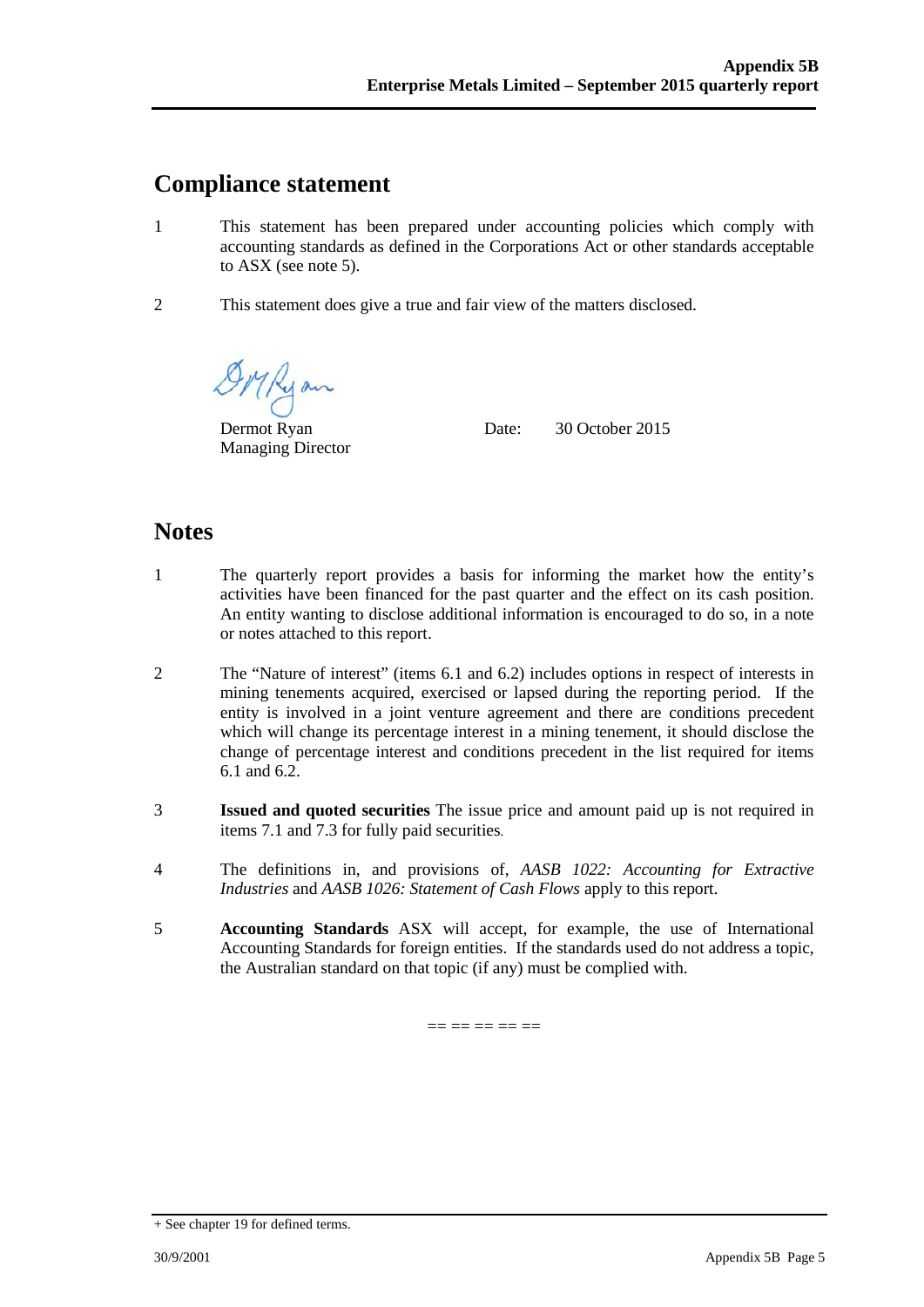## Compliance statement

1 This statement has been prepared under accounting policies which comply with accounting standards as defined in the Corporations Act or other standards acceptable to ASX (see note 5).

2 This statement does give a true and fair view of the matters disclosed.

Dermot Ryan
Managing Director

Date: 30 October 2015

## Notes

1 The quarterly report provides a basis for informing the market how the entity's activities have been financed for the past quarter and the effect on its cash position. An entity wanting to disclose additional information is encouraged to do so, in a note or notes attached to this report.

2 The "Nature of interest" (items 6.1 and 6.2) includes options in respect of interests in mining tenements acquired, exercised or lapsed during the reporting period. If the entity is involved in a joint venture agreement and there are conditions precedent which will change its percentage interest in a mining tenement, it should disclose the change of percentage interest and conditions precedent in the list required for items 6.1 and 6.2.

3 **Issued and quoted securities** The issue price and amount paid up is not required in items 7.1 and 7.3 for fully paid securities.

4 The definitions in, and provisions of, *AASB 1022: Accounting for Extractive Industries* and *AASB 1026: Statement of Cash Flows* apply to this report.

5 **Accounting Standards** ASX will accept, for example, the use of International Accounting Standards for foreign entities. If the standards used do not address a topic, the Australian standard on that topic (if any) must be complied with.

== == == == ==

+ See chapter 19 for defined terms.